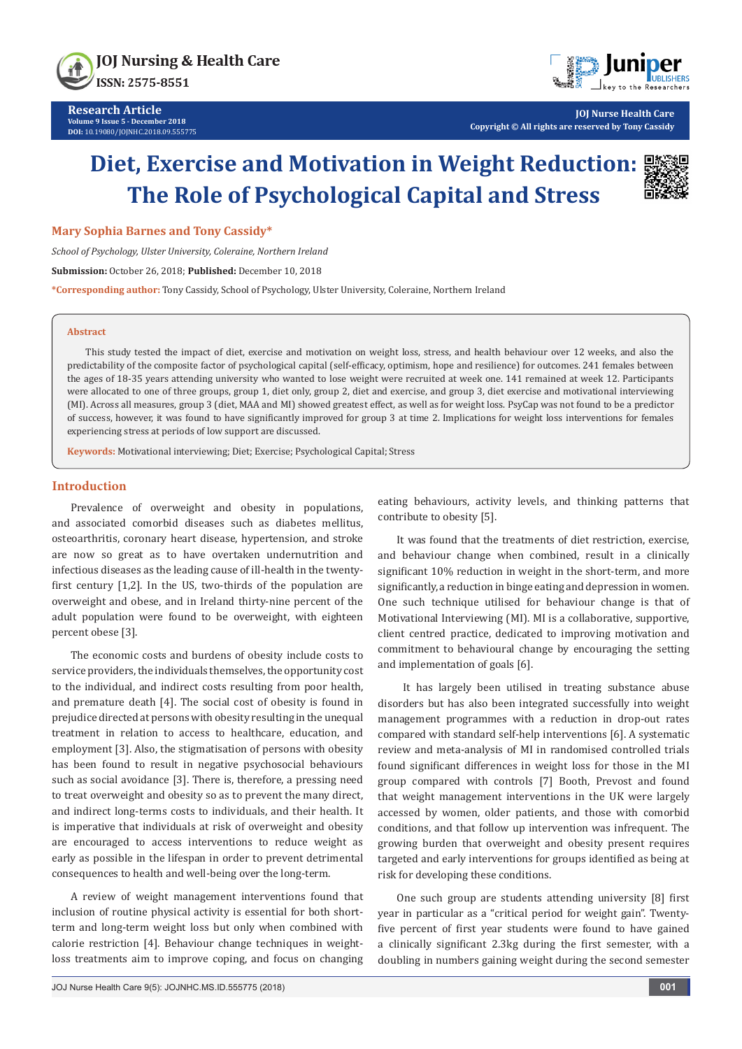Research Article

# Diet, Exercise and Motivation in Weight Reduction: The Role of Psychological Capital and Stress

**Mary Sophia Barnes and Tony Cassidy***

*School of Psychology, Ulster University, Coleraine, Northern Ireland*

**Submission:** October 26, 2018; **Published:** December 10, 2018

***Corresponding author:** Tony Cassidy, School of Psychology, Ulster University, Coleraine, Northern Ireland

## Abstract

This study tested the impact of diet, exercise and motivation on weight loss, stress, and health behaviour over 12 weeks, and also the predictability of the composite factor of psychological capital (self-efficacy, optimism, hope and resilience) for outcomes. 241 females between the ages of 18-35 years attending university who wanted to lose weight were recruited at week one. 141 remained at week 12. Participants were allocated to one of three groups, group 1, diet only, group 2, diet and exercise, and group 3, diet exercise and motivational interviewing (MI). Across all measures, group 3 (diet, MAA and MI) showed greatest effect, as well as for weight loss. PsyCap was not found to be a predictor of success, however, it was found to have significantly improved for group 3 at time 2. Implications for weight loss interventions for females experiencing stress at periods of low support are discussed.

**Keywords:** Motivational interviewing; Diet; Exercise; Psychological Capital; Stress

## Introduction

Prevalence of overweight and obesity in populations, and associated comorbid diseases such as diabetes mellitus, osteoarthritis, coronary heart disease, hypertension, and stroke are now so great as to have overtaken undernutrition and infectious diseases as the leading cause of ill-health in the twenty-first century [1,2]. In the US, two-thirds of the population are overweight and obese, and in Ireland thirty-nine percent of the adult population were found to be overweight, with eighteen percent obese [3].

The economic costs and burdens of obesity include costs to service providers, the individuals themselves, the opportunity cost to the individual, and indirect costs resulting from poor health, and premature death [4]. The social cost of obesity is found in prejudice directed at persons with obesity resulting in the unequal treatment in relation to access to healthcare, education, and employment [3]. Also, the stigmatisation of persons with obesity has been found to result in negative psychosocial behaviours such as social avoidance [3]. There is, therefore, a pressing need to treat overweight and obesity so as to prevent the many direct, and indirect long-terms costs to individuals, and their health. It is imperative that individuals at risk of overweight and obesity are encouraged to access interventions to reduce weight as early as possible in the lifespan in order to prevent detrimental consequences to health and well-being over the long-term.

A review of weight management interventions found that inclusion of routine physical activity is essential for both short-term and long-term weight loss but only when combined with calorie restriction [4]. Behaviour change techniques in weight-loss treatments aim to improve coping, and focus on changing eating behaviours, activity levels, and thinking patterns that contribute to obesity [5].

It was found that the treatments of diet restriction, exercise, and behaviour change when combined, result in a clinically significant 10% reduction in weight in the short-term, and more significantly, a reduction in binge eating and depression in women. One such technique utilised for behaviour change is that of Motivational Interviewing (MI). MI is a collaborative, supportive, client centred practice, dedicated to improving motivation and commitment to behavioural change by encouraging the setting and implementation of goals [6].

It has largely been utilised in treating substance abuse disorders but has also been integrated successfully into weight management programmes with a reduction in drop-out rates compared with standard self-help interventions [6]. A systematic review and meta-analysis of MI in randomised controlled trials found significant differences in weight loss for those in the MI group compared with controls [7] Booth, Prevost and found that weight management interventions in the UK were largely accessed by women, older patients, and those with comorbid conditions, and that follow up intervention was infrequent. The growing burden that overweight and obesity present requires targeted and early interventions for groups identified as being at risk for developing these conditions.

One such group are students attending university [8] first year in particular as a "critical period for weight gain". Twenty-five percent of first year students were found to have gained a clinically significant 2.3kg during the first semester, with a doubling in numbers gaining weight during the second semester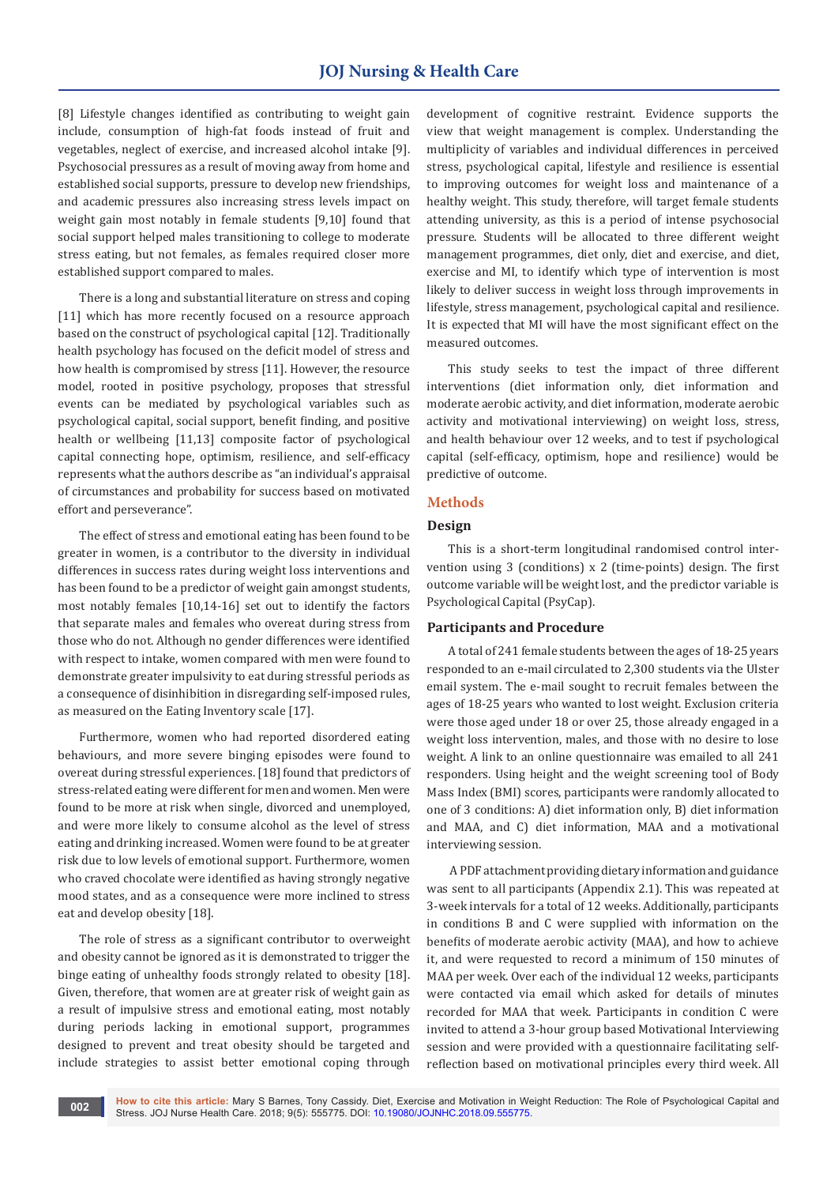[8] Lifestyle changes identified as contributing to weight gain include, consumption of high-fat foods instead of fruit and vegetables, neglect of exercise, and increased alcohol intake [9]. Psychosocial pressures as a result of moving away from home and established social supports, pressure to develop new friendships, and academic pressures also increasing stress levels impact on weight gain most notably in female students [9,10] found that social support helped males transitioning to college to moderate stress eating, but not females, as females required closer more established support compared to males.

There is a long and substantial literature on stress and coping [11] which has more recently focused on a resource approach based on the construct of psychological capital [12]. Traditionally health psychology has focused on the deficit model of stress and how health is compromised by stress [11]. However, the resource model, rooted in positive psychology, proposes that stressful events can be mediated by psychological variables such as psychological capital, social support, benefit finding, and positive health or wellbeing [11,13] composite factor of psychological capital connecting hope, optimism, resilience, and self-efficacy represents what the authors describe as "an individual's appraisal of circumstances and probability for success based on motivated effort and perseverance".

The effect of stress and emotional eating has been found to be greater in women, is a contributor to the diversity in individual differences in success rates during weight loss interventions and has been found to be a predictor of weight gain amongst students, most notably females [10,14-16] set out to identify the factors that separate males and females who overeat during stress from those who do not. Although no gender differences were identified with respect to intake, women compared with men were found to demonstrate greater impulsivity to eat during stressful periods as a consequence of disinhibition in disregarding self-imposed rules, as measured on the Eating Inventory scale [17].

Furthermore, women who had reported disordered eating behaviours, and more severe binging episodes were found to overeat during stressful experiences. [18] found that predictors of stress-related eating were different for men and women. Men were found to be more at risk when single, divorced and unemployed, and were more likely to consume alcohol as the level of stress eating and drinking increased. Women were found to be at greater risk due to low levels of emotional support. Furthermore, women who craved chocolate were identified as having strongly negative mood states, and as a consequence were more inclined to stress eat and develop obesity [18].

The role of stress as a significant contributor to overweight and obesity cannot be ignored as it is demonstrated to trigger the binge eating of unhealthy foods strongly related to obesity [18]. Given, therefore, that women are at greater risk of weight gain as a result of impulsive stress and emotional eating, most notably during periods lacking in emotional support, programmes designed to prevent and treat obesity should be targeted and include strategies to assist better emotional coping through development of cognitive restraint. Evidence supports the view that weight management is complex. Understanding the multiplicity of variables and individual differences in perceived stress, psychological capital, lifestyle and resilience is essential to improving outcomes for weight loss and maintenance of a healthy weight. This study, therefore, will target female students attending university, as this is a period of intense psychosocial pressure. Students will be allocated to three different weight management programmes, diet only, diet and exercise, and diet, exercise and MI, to identify which type of intervention is most likely to deliver success in weight loss through improvements in lifestyle, stress management, psychological capital and resilience. It is expected that MI will have the most significant effect on the measured outcomes.

This study seeks to test the impact of three different interventions (diet information only, diet information and moderate aerobic activity, and diet information, moderate aerobic activity and motivational interviewing) on weight loss, stress, and health behaviour over 12 weeks, and to test if psychological capital (self-efficacy, optimism, hope and resilience) would be predictive of outcome.

## Methods

### Design

This is a short-term longitudinal randomised control intervention using 3 (conditions) x 2 (time-points) design. The first outcome variable will be weight lost, and the predictor variable is Psychological Capital (PsyCap).

### Participants and Procedure

A total of 241 female students between the ages of 18-25 years responded to an e-mail circulated to 2,300 students via the Ulster email system. The e-mail sought to recruit females between the ages of 18-25 years who wanted to lost weight. Exclusion criteria were those aged under 18 or over 25, those already engaged in a weight loss intervention, males, and those with no desire to lose weight. A link to an online questionnaire was emailed to all 241 responders. Using height and the weight screening tool of Body Mass Index (BMI) scores, participants were randomly allocated to one of 3 conditions: A) diet information only, B) diet information and MAA, and C) diet information, MAA and a motivational interviewing session.

A PDF attachment providing dietary information and guidance was sent to all participants (Appendix 2.1). This was repeated at 3-week intervals for a total of 12 weeks. Additionally, participants in conditions B and C were supplied with information on the benefits of moderate aerobic activity (MAA), and how to achieve it, and were requested to record a minimum of 150 minutes of MAA per week. Over each of the individual 12 weeks, participants were contacted via email which asked for details of minutes recorded for MAA that week. Participants in condition C were invited to attend a 3-hour group based Motivational Interviewing session and were provided with a questionnaire facilitating self-reflection based on motivational principles every third week. All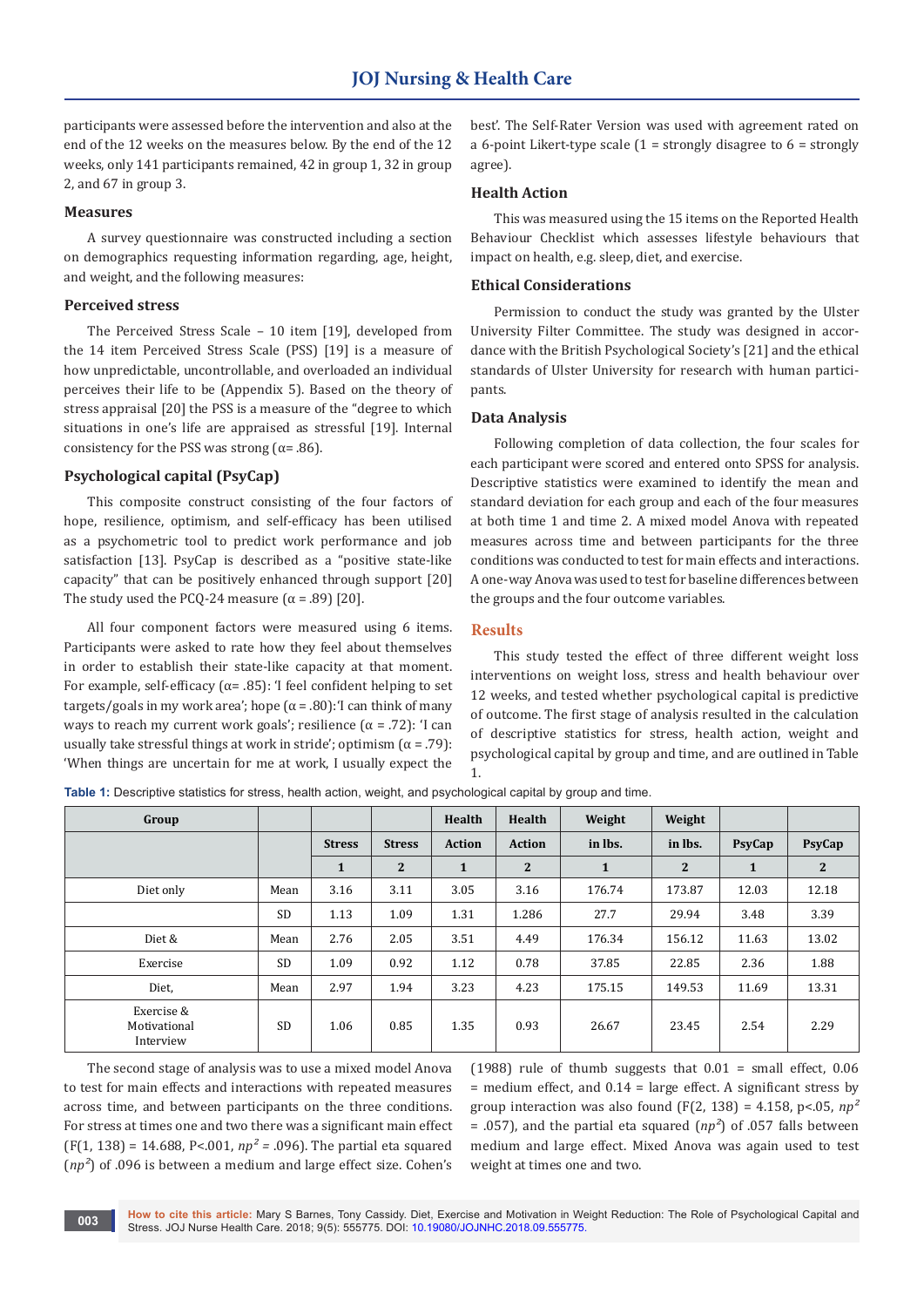participants were assessed before the intervention and also at the end of the 12 weeks on the measures below. By the end of the 12 weeks, only 141 participants remained, 42 in group 1, 32 in group 2, and 67 in group 3.

### Measures

A survey questionnaire was constructed including a section on demographics requesting information regarding, age, height, and weight, and the following measures:

### Perceived stress

The Perceived Stress Scale – 10 item [19], developed from the 14 item Perceived Stress Scale (PSS) [19] is a measure of how unpredictable, uncontrollable, and overloaded an individual perceives their life to be (Appendix 5). Based on the theory of stress appraisal [20] the PSS is a measure of the "degree to which situations in one's life are appraised as stressful [19]. Internal consistency for the PSS was strong (α= .86).

### Psychological capital (PsyCap)

This composite construct consisting of the four factors of hope, resilience, optimism, and self-efficacy has been utilised as a psychometric tool to predict work performance and job satisfaction [13]. PsyCap is described as a "positive state-like capacity" that can be positively enhanced through support [20] The study used the PCQ-24 measure (α = .89) [20].

All four component factors were measured using 6 items. Participants were asked to rate how they feel about themselves in order to establish their state-like capacity at that moment. For example, self-efficacy (α= .85): 'I feel confident helping to set targets/goals in my work area'; hope (α = .80):'I can think of many ways to reach my current work goals'; resilience (α = .72): 'I can usually take stressful things at work in stride'; optimism (α = .79): 'When things are uncertain for me at work, I usually expect the best'. The Self-Rater Version was used with agreement rated on a 6-point Likert-type scale (1 = strongly disagree to 6 = strongly agree).

### Health Action

This was measured using the 15 items on the Reported Health Behaviour Checklist which assesses lifestyle behaviours that impact on health, e.g. sleep, diet, and exercise.

### Ethical Considerations

Permission to conduct the study was granted by the Ulster University Filter Committee. The study was designed in accordance with the British Psychological Society's [21] and the ethical standards of Ulster University for research with human participants.

### Data Analysis

Following completion of data collection, the four scales for each participant were scored and entered onto SPSS for analysis. Descriptive statistics were examined to identify the mean and standard deviation for each group and each of the four measures at both time 1 and time 2. A mixed model Anova with repeated measures across time and between participants for the three conditions was conducted to test for main effects and interactions. A one-way Anova was used to test for baseline differences between the groups and the four outcome variables.

## Results

This study tested the effect of three different weight loss interventions on weight loss, stress and health behaviour over 12 weeks, and tested whether psychological capital is predictive of outcome. The first stage of analysis resulted in the calculation of descriptive statistics for stress, health action, weight and psychological capital by group and time, and are outlined in Table 1.

**Table 1:** Descriptive statistics for stress, health action, weight, and psychological capital by group and time.

| Group | | | | Health | Health | Weight | Weight | | |
|---|---|---|---|---|---|---|---|---|---|
| | | Stress | Stress | Action | Action | in lbs. | in lbs. | PsyCap | PsyCap |
| | | 1 | 2 | 1 | 2 | 1 | 2 | 1 | 2 |
| Diet only | Mean | 3.16 | 3.11 | 3.05 | 3.16 | 176.74 | 173.87 | 12.03 | 12.18 |
| | SD | 1.13 | 1.09 | 1.31 | 1.286 | 27.7 | 29.94 | 3.48 | 3.39 |
| Diet & | Mean | 2.76 | 2.05 | 3.51 | 4.49 | 176.34 | 156.12 | 11.63 | 13.02 |
| Exercise | SD | 1.09 | 0.92 | 1.12 | 0.78 | 37.85 | 22.85 | 2.36 | 1.88 |
| Diet, | Mean | 2.97 | 1.94 | 3.23 | 4.23 | 175.15 | 149.53 | 11.69 | 13.31 |
| Exercise & Motivational Interview | SD | 1.06 | 0.85 | 1.35 | 0.93 | 26.67 | 23.45 | 2.54 | 2.29 |

The second stage of analysis was to use a mixed model Anova to test for main effects and interactions with repeated measures across time, and between participants on the three conditions. For stress at times one and two there was a significant main effect ($F(1, 138) = 14.688$, $P<.001$, $np^2 = .096$). The partial eta squared ($np^2$) of .096 is between a medium and large effect size. Cohen's (1988) rule of thumb suggests that 0.01 = small effect, 0.06 = medium effect, and 0.14 = large effect. A significant stress by group interaction was also found ($F(2, 138) = 4.158$, $p<.05$, $np^2 = .057$), and the partial eta squared ($np^2$) of .057 falls between medium and large effect. Mixed Anova was again used to test weight at times one and two.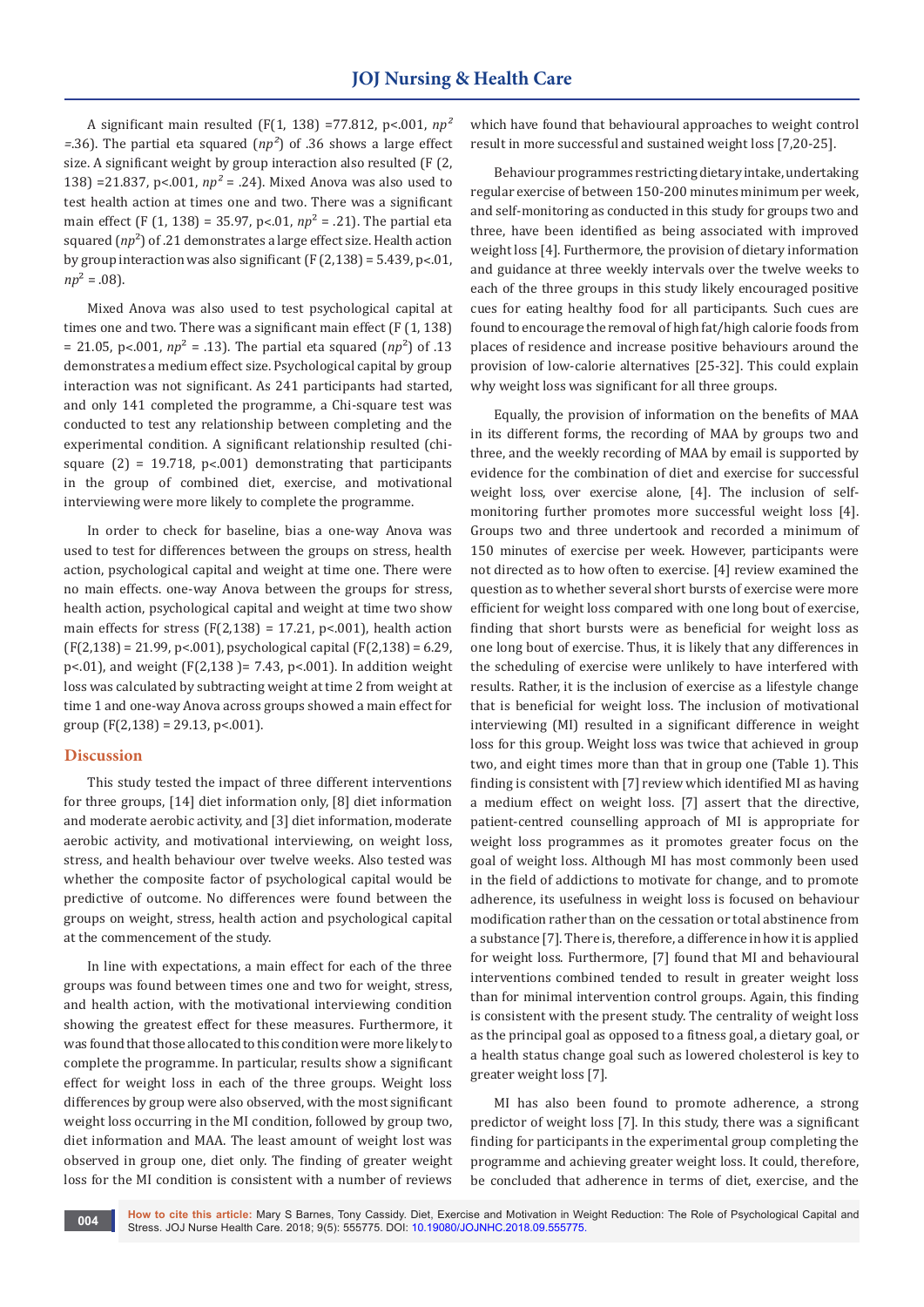A significant main resulted (F(1, 138) =77.812, p<.001, $np^2$ =.36). The partial eta squared ($np^2$) of .36 shows a large effect size. A significant weight by group interaction also resulted (F (2, 138) =21.837, p<.001, $np^2$ = .24). Mixed Anova was also used to test health action at times one and two. There was a significant main effect (F (1, 138) = 35.97, p<.01, $np^2$ = .21). The partial eta squared ($np^2$) of .21 demonstrates a large effect size. Health action by group interaction was also significant (F (2,138) = 5.439, p<.01, $np^2$ = .08).

Mixed Anova was also used to test psychological capital at times one and two. There was a significant main effect (F (1, 138) = 21.05, p<.001, $np^2$ = .13). The partial eta squared ($np^2$) of .13 demonstrates a medium effect size. Psychological capital by group interaction was not significant. As 241 participants had started, and only 141 completed the programme, a Chi-square test was conducted to test any relationship between completing and the experimental condition. A significant relationship resulted (chi-square (2) = 19.718, p<.001) demonstrating that participants in the group of combined diet, exercise, and motivational interviewing were more likely to complete the programme.

In order to check for baseline, bias a one-way Anova was used to test for differences between the groups on stress, health action, psychological capital and weight at time one. There were no main effects. one-way Anova between the groups for stress, health action, psychological capital and weight at time two show main effects for stress (F(2,138) = 17.21, p<.001), health action (F(2,138) = 21.99, p<.001), psychological capital (F(2,138) = 6.29, p<.01), and weight (F(2,138 )= 7.43, p<.001). In addition weight loss was calculated by subtracting weight at time 2 from weight at time 1 and one-way Anova across groups showed a main effect for group (F(2,138) = 29.13, p<.001).

## Discussion

This study tested the impact of three different interventions for three groups, [14] diet information only, [8] diet information and moderate aerobic activity, and [3] diet information, moderate aerobic activity, and motivational interviewing, on weight loss, stress, and health behaviour over twelve weeks. Also tested was whether the composite factor of psychological capital would be predictive of outcome. No differences were found between the groups on weight, stress, health action and psychological capital at the commencement of the study.

In line with expectations, a main effect for each of the three groups was found between times one and two for weight, stress, and health action, with the motivational interviewing condition showing the greatest effect for these measures. Furthermore, it was found that those allocated to this condition were more likely to complete the programme. In particular, results show a significant effect for weight loss in each of the three groups. Weight loss differences by group were also observed, with the most significant weight loss occurring in the MI condition, followed by group two, diet information and MAA. The least amount of weight lost was observed in group one, diet only. The finding of greater weight loss for the MI condition is consistent with a number of reviews which have found that behavioural approaches to weight control result in more successful and sustained weight loss [7,20-25].

Behaviour programmes restricting dietary intake, undertaking regular exercise of between 150-200 minutes minimum per week, and self-monitoring as conducted in this study for groups two and three, have been identified as being associated with improved weight loss [4]. Furthermore, the provision of dietary information and guidance at three weekly intervals over the twelve weeks to each of the three groups in this study likely encouraged positive cues for eating healthy food for all participants. Such cues are found to encourage the removal of high fat/high calorie foods from places of residence and increase positive behaviours around the provision of low-calorie alternatives [25-32]. This could explain why weight loss was significant for all three groups.

Equally, the provision of information on the benefits of MAA in its different forms, the recording of MAA by groups two and three, and the weekly recording of MAA by email is supported by evidence for the combination of diet and exercise for successful weight loss, over exercise alone, [4]. The inclusion of self-monitoring further promotes more successful weight loss [4]. Groups two and three undertook and recorded a minimum of 150 minutes of exercise per week. However, participants were not directed as to how often to exercise. [4] review examined the question as to whether several short bursts of exercise were more efficient for weight loss compared with one long bout of exercise, finding that short bursts were as beneficial for weight loss as one long bout of exercise. Thus, it is likely that any differences in the scheduling of exercise were unlikely to have interfered with results. Rather, it is the inclusion of exercise as a lifestyle change that is beneficial for weight loss. The inclusion of motivational interviewing (MI) resulted in a significant difference in weight loss for this group. Weight loss was twice that achieved in group two, and eight times more than that in group one (Table 1). This finding is consistent with [7] review which identified MI as having a medium effect on weight loss. [7] assert that the directive, patient-centred counselling approach of MI is appropriate for weight loss programmes as it promotes greater focus on the goal of weight loss. Although MI has most commonly been used in the field of addictions to motivate for change, and to promote adherence, its usefulness in weight loss is focused on behaviour modification rather than on the cessation or total abstinence from a substance [7]. There is, therefore, a difference in how it is applied for weight loss. Furthermore, [7] found that MI and behavioural interventions combined tended to result in greater weight loss than for minimal intervention control groups. Again, this finding is consistent with the present study. The centrality of weight loss as the principal goal as opposed to a fitness goal, a dietary goal, or a health status change goal such as lowered cholesterol is key to greater weight loss [7].

MI has also been found to promote adherence, a strong predictor of weight loss [7]. In this study, there was a significant finding for participants in the experimental group completing the programme and achieving greater weight loss. It could, therefore, be concluded that adherence in terms of diet, exercise, and the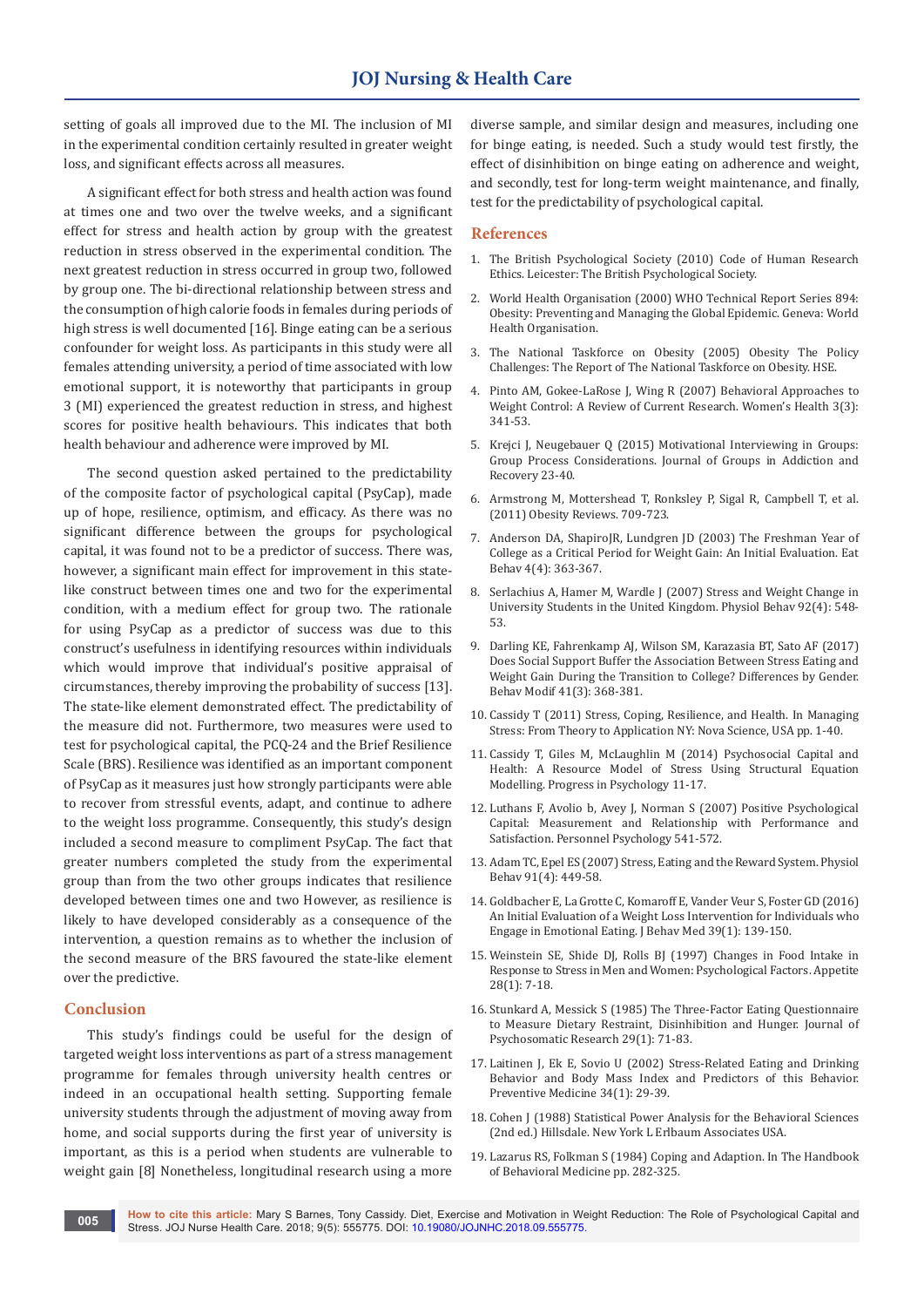setting of goals all improved due to the MI. The inclusion of MI in the experimental condition certainly resulted in greater weight loss, and significant effects across all measures.

A significant effect for both stress and health action was found at times one and two over the twelve weeks, and a significant effect for stress and health action by group with the greatest reduction in stress observed in the experimental condition. The next greatest reduction in stress occurred in group two, followed by group one. The bi-directional relationship between stress and the consumption of high calorie foods in females during periods of high stress is well documented [16]. Binge eating can be a serious confounder for weight loss. As participants in this study were all females attending university, a period of time associated with low emotional support, it is noteworthy that participants in group 3 (MI) experienced the greatest reduction in stress, and highest scores for positive health behaviours. This indicates that both health behaviour and adherence were improved by MI.

The second question asked pertained to the predictability of the composite factor of psychological capital (PsyCap), made up of hope, resilience, optimism, and efficacy. As there was no significant difference between the groups for psychological capital, it was found not to be a predictor of success. There was, however, a significant main effect for improvement in this state-like construct between times one and two for the experimental condition, with a medium effect for group two. The rationale for using PsyCap as a predictor of success was due to this construct's usefulness in identifying resources within individuals which would improve that individual's positive appraisal of circumstances, thereby improving the probability of success [13]. The state-like element demonstrated effect. The predictability of the measure did not. Furthermore, two measures were used to test for psychological capital, the PCQ-24 and the Brief Resilience Scale (BRS). Resilience was identified as an important component of PsyCap as it measures just how strongly participants were able to recover from stressful events, adapt, and continue to adhere to the weight loss programme. Consequently, this study's design included a second measure to compliment PsyCap. The fact that greater numbers completed the study from the experimental group than from the two other groups indicates that resilience developed between times one and two However, as resilience is likely to have developed considerably as a consequence of the intervention, a question remains as to whether the inclusion of the second measure of the BRS favoured the state-like element over the predictive.

## Conclusion

This study's findings could be useful for the design of targeted weight loss interventions as part of a stress management programme for females through university health centres or indeed in an occupational health setting. Supporting female university students through the adjustment of moving away from home, and social supports during the first year of university is important, as this is a period when students are vulnerable to weight gain [8] Nonetheless, longitudinal research using a more diverse sample, and similar design and measures, including one for binge eating, is needed. Such a study would test firstly, the effect of disinhibition on binge eating on adherence and weight, and secondly, test for long-term weight maintenance, and finally, test for the predictability of psychological capital.

## References

1. The British Psychological Society (2010) Code of Human Research Ethics. Leicester: The British Psychological Society.
2. World Health Organisation (2000) WHO Technical Report Series 894: Obesity: Preventing and Managing the Global Epidemic. Geneva: World Health Organisation.
3. The National Taskforce on Obesity (2005) Obesity The Policy Challenges: The Report of The National Taskforce on Obesity. HSE.
4. Pinto AM, Gokee-LaRose J, Wing R (2007) Behavioral Approaches to Weight Control: A Review of Current Research. Women's Health 3(3): 341-53.
5. Krejci J, Neugebauer Q (2015) Motivational Interviewing in Groups: Group Process Considerations. Journal of Groups in Addiction and Recovery 23-40.
6. Armstrong M, Mottershead T, Ronksley P, Sigal R, Campbell T, et al. (2011) Obesity Reviews. 709-723.
7. Anderson DA, ShapiroJR, Lundgren JD (2003) The Freshman Year of College as a Critical Period for Weight Gain: An Initial Evaluation. Eat Behav 4(4): 363-367.
8. Serlachius A, Hamer M, Wardle J (2007) Stress and Weight Change in University Students in the United Kingdom. Physiol Behav 92(4): 548-53.
9. Darling KE, Fahrenkamp AJ, Wilson SM, Karazasia BT, Sato AF (2017) Does Social Support Buffer the Association Between Stress Eating and Weight Gain During the Transition to College? Differences by Gender. Behav Modif 41(3): 368-381.
10. Cassidy T (2011) Stress, Coping, Resilience, and Health. In Managing Stress: From Theory to Application NY: Nova Science, USA pp. 1-40.
11. Cassidy T, Giles M, McLaughlin M (2014) Psychosocial Capital and Health: A Resource Model of Stress Using Structural Equation Modelling. Progress in Psychology 11-17.
12. Luthans F, Avolio b, Avey J, Norman S (2007) Positive Psychological Capital: Measurement and Relationship with Performance and Satisfaction. Personnel Psychology 541-572.
13. Adam TC, Epel ES (2007) Stress, Eating and the Reward System. Physiol Behav 91(4): 449-58.
14. Goldbacher E, La Grotte C, Komaroff E, Vander Veur S, Foster GD (2016) An Initial Evaluation of a Weight Loss Intervention for Individuals who Engage in Emotional Eating. J Behav Med 39(1): 139-150.
15. Weinstein SE, Shide DJ, Rolls BJ (1997) Changes in Food Intake in Response to Stress in Men and Women: Psychological Factors. Appetite 28(1): 7-18.
16. Stunkard A, Messick S (1985) The Three-Factor Eating Questionnaire to Measure Dietary Restraint, Disinhibition and Hunger. Journal of Psychosomatic Research 29(1): 71-83.
17. Laitinen J, Ek E, Sovio U (2002) Stress-Related Eating and Drinking Behavior and Body Mass Index and Predictors of this Behavior. Preventive Medicine 34(1): 29-39.
18. Cohen J (1988) Statistical Power Analysis for the Behavioral Sciences (2nd ed.) Hillsdale. New York L Erlbaum Associates USA.
19. Lazarus RS, Folkman S (1984) Coping and Adaption. In The Handbook of Behavioral Medicine pp. 282-325.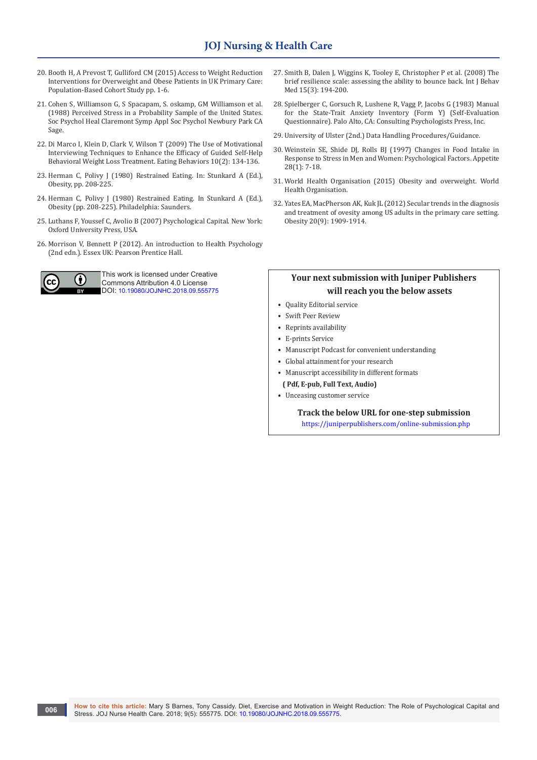20. Booth H, A Prevost T, Gulliford CM (2015) Access to Weight Reduction Interventions for Overweight and Obese Patients in UK Primary Care: Population-Based Cohort Study pp. 1-6.
21. Cohen S, Williamson G, S Spacapam, S. oskamp, GM Williamson et al. (1988) Perceived Stress in a Probability Sample of the United States. Soc Psychol Heal Claremont Symp Appl Soc Psychol Newbury Park CA Sage.
22. Di Marco I, Klein D, Clark V, Wilson T (2009) The Use of Motivational Interviewing Techniques to Enhance the Efficacy of Guided Self-Help Behavioral Weight Loss Treatment. Eating Behaviors 10(2): 134-136.
23. Herman C, Polivy J (1980) Restrained Eating. In: Stunkard A (Ed.), Obesity, pp. 208-225.
24. Herman C, Polivy J (1980) Restrained Eating. In Stunkard A (Ed.), Obesity (pp. 208-225). Philadelphia: Saunders.
25. Luthans F, Youssef C, Avolio B (2007) Psychological Capital. New York: Oxford University Press, USA.
26. Morrison V, Bennett P (2012). An introduction to Health Psychology (2nd edn.). Essex UK: Pearson Prentice Hall.
27. Smith B, Dalen J, Wiggins K, Tooley E, Christopher P et al. (2008) The brief resilience scale: assessing the ability to bounce back. Int J Behav Med 15(3): 194-200.
28. Spielberger C, Gorsuch R, Lushene R, Vagg P, Jacobs G (1983) Manual for the State-Trait Anxiety Inventory (Form Y) (Self-Evaluation Questionnaire). Palo Alto, CA: Consulting Psychologists Press, Inc.
29. University of Ulster (2nd.) Data Handling Procedures/Guidance.
30. Weinstein SE, Shide DJ, Rolls BJ (1997) Changes in Food Intake in Response to Stress in Men and Women: Psychological Factors. Appetite 28(1): 7-18.
31. World Health Organisation (2015) Obesity and overweight. World Health Organisation.
32. Yates EA, MacPherson AK, Kuk JL (2012) Secular trends in the diagnosis and treatment of ovesity among US adults in the primary care setting. Obesity 20(9): 1909-1914.

This work is licensed under Creative Commons Attribution 4.0 License
DOI: 10.19080/JOJNHC.2018.09.555775

**Your next submission with Juniper Publishers will reach you the below assets**

- Quality Editorial service
- Swift Peer Review
- Reprints availability
- E-prints Service
- Manuscript Podcast for convenient understanding
- Global attainment for your research
- Manuscript accessibility in different formats

**( Pdf, E-pub, Full Text, Audio)**

- Unceasing customer service

**Track the below URL for one-step submission**

https://juniperpublishers.com/online-submission.php

**How to cite this article:** Mary S Barnes, Tony Cassidy. Diet, Exercise and Motivation in Weight Reduction: The Role of Psychological Capital and Stress. JOJ Nurse Health Care. 2018; 9(5): 555775. DOI: 10.19080/JOJNHC.2018.09.555775.